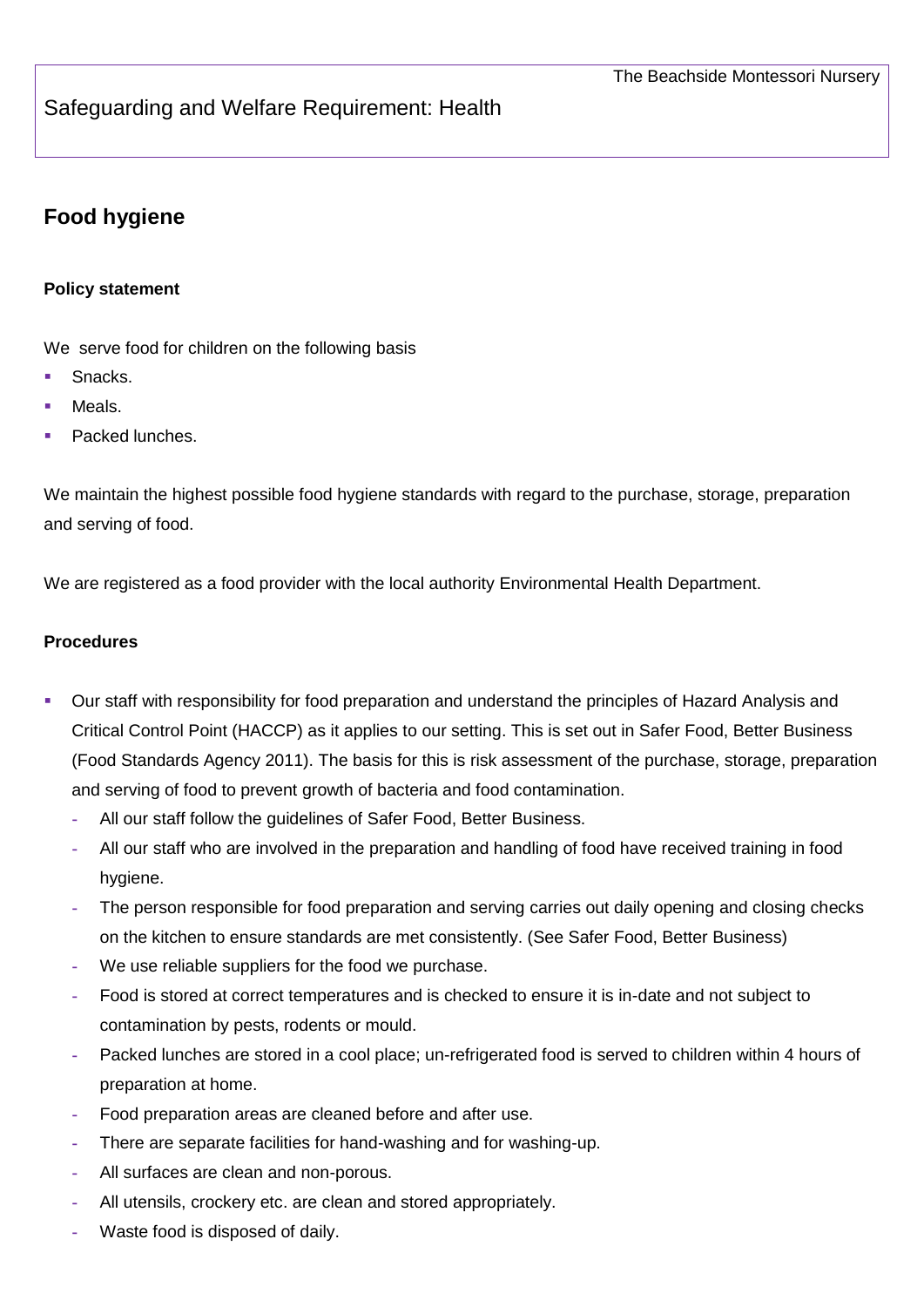The Beachside Montessori Nursery

Safeguarding and Welfare Requirement: Health

## Food hygiene

### Policy statement

We serve food for children on the following basis

- Snacks.
- Meals.
- Packed lunches.

We maintain the highest possible food hygiene standards with regard to the purchase, storage, preparation and serving of food.

We are registered as a food provider with the local authority Environmental Health Department.

### Procedures

- Our staff with responsibility for food preparation and understand the principles of Hazard Analysis and Critical Control Point (HACCP) as it applies to our setting. This is set out in Safer Food, Better Business (Food Standards Agency 2011). The basis for this is risk assessment of the purchase, storage, preparation and serving of food to prevent growth of bacteria and food contamination.
  - All our staff follow the guidelines of Safer Food, Better Business.
  - All our staff who are involved in the preparation and handling of food have received training in food hygiene.
  - The person responsible for food preparation and serving carries out daily opening and closing checks on the kitchen to ensure standards are met consistently. (See Safer Food, Better Business)
  - We use reliable suppliers for the food we purchase.
  - Food is stored at correct temperatures and is checked to ensure it is in-date and not subject to contamination by pests, rodents or mould.
  - Packed lunches are stored in a cool place; un-refrigerated food is served to children within 4 hours of preparation at home.
  - Food preparation areas are cleaned before and after use.
  - There are separate facilities for hand-washing and for washing-up.
  - All surfaces are clean and non-porous.
  - All utensils, crockery etc. are clean and stored appropriately.
  - Waste food is disposed of daily.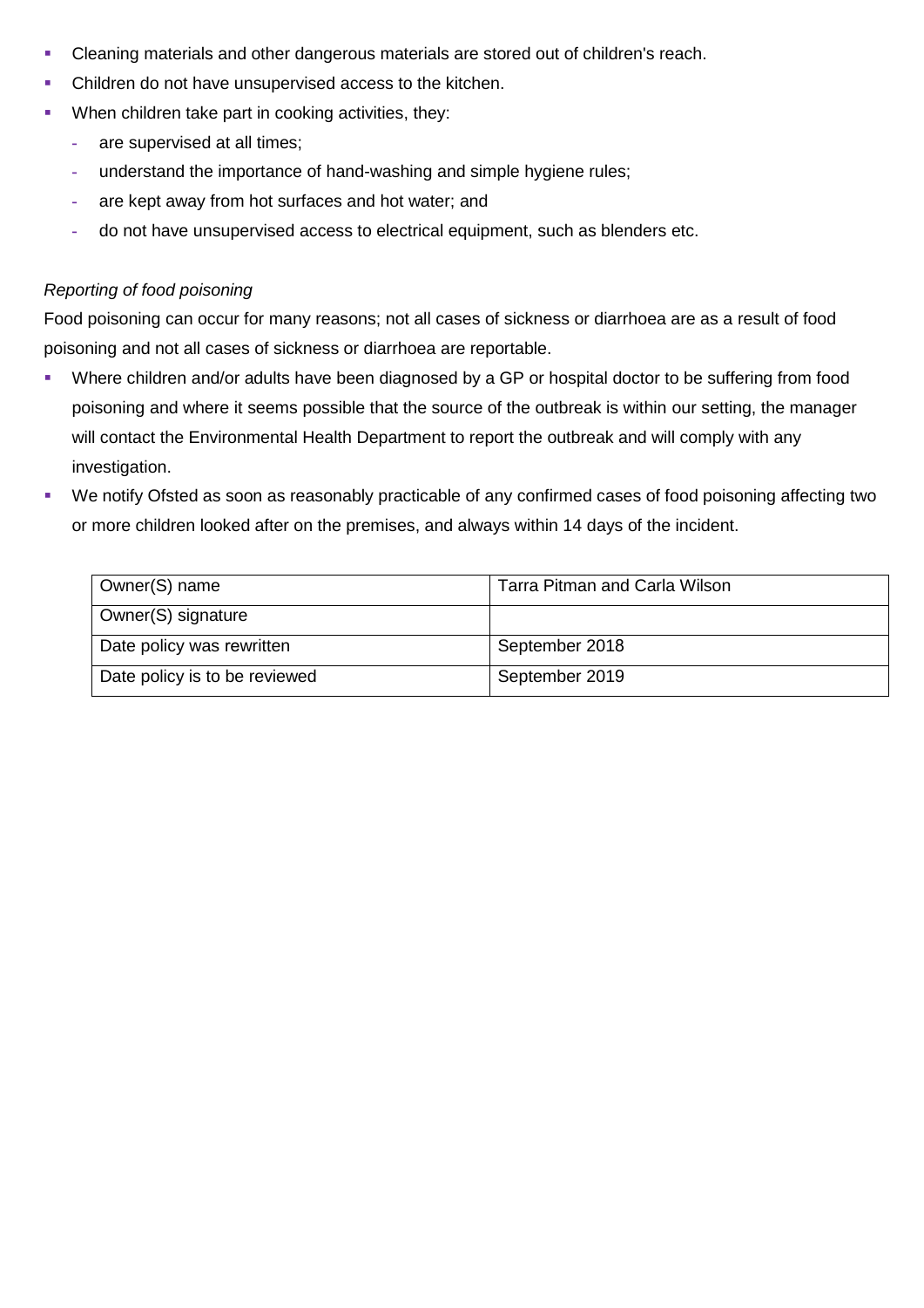- Cleaning materials and other dangerous materials are stored out of children's reach.
- Children do not have unsupervised access to the kitchen.
- When children take part in cooking activities, they:
  - are supervised at all times;
  - understand the importance of hand-washing and simple hygiene rules;
  - are kept away from hot surfaces and hot water; and
  - do not have unsupervised access to electrical equipment, such as blenders etc.

*Reporting of food poisoning*

Food poisoning can occur for many reasons; not all cases of sickness or diarrhoea are as a result of food poisoning and not all cases of sickness or diarrhoea are reportable.

- Where children and/or adults have been diagnosed by a GP or hospital doctor to be suffering from food poisoning and where it seems possible that the source of the outbreak is within our setting, the manager will contact the Environmental Health Department to report the outbreak and will comply with any investigation.
- We notify Ofsted as soon as reasonably practicable of any confirmed cases of food poisoning affecting two or more children looked after on the premises, and always within 14 days of the incident.

| | |
|---|---|
| Owner(S) name | Tarra Pitman and Carla Wilson |
| Owner(S) signature | |
| Date policy was rewritten | September 2018 |
| Date policy is to be reviewed | September 2019 |